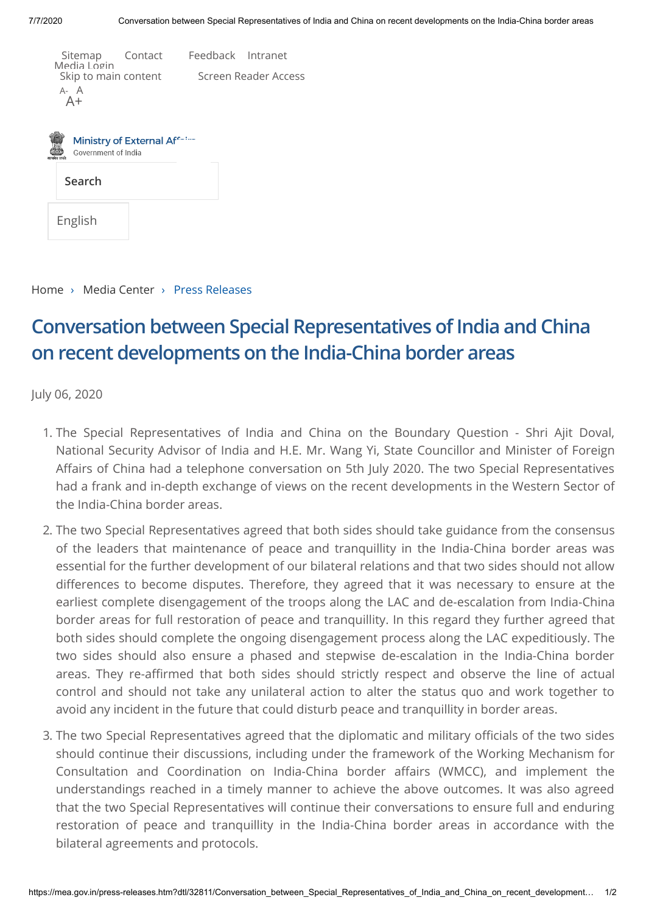Home › Media Center › Press Releases

# Conversation between Special Representatives of India and China on recent developments on the India-China border areas

July 06, 2020

1. The Special Representatives of India and China on the Boundary Question - Shri Ajit Doval, National Security Advisor of India and H.E. Mr. Wang Yi, State Councillor and Minister of Foreign Affairs of China had a telephone conversation on 5th July 2020. The two Special Representatives had a frank and in-depth exchange of views on the recent developments in the Western Sector of the India-China border areas.
2. The two Special Representatives agreed that both sides should take guidance from the consensus of the leaders that maintenance of peace and tranquillity in the India-China border areas was essential for the further development of our bilateral relations and that two sides should not allow differences to become disputes. Therefore, they agreed that it was necessary to ensure at the earliest complete disengagement of the troops along the LAC and de-escalation from India-China border areas for full restoration of peace and tranquillity. In this regard they further agreed that both sides should complete the ongoing disengagement process along the LAC expeditiously. The two sides should also ensure a phased and stepwise de-escalation in the India-China border areas. They re-affirmed that both sides should strictly respect and observe the line of actual control and should not take any unilateral action to alter the status quo and work together to avoid any incident in the future that could disturb peace and tranquillity in border areas.
3. The two Special Representatives agreed that the diplomatic and military officials of the two sides should continue their discussions, including under the framework of the Working Mechanism for Consultation and Coordination on India-China border affairs (WMCC), and implement the understandings reached in a timely manner to achieve the above outcomes. It was also agreed that the two Special Representatives will continue their conversations to ensure full and enduring restoration of peace and tranquillity in the India-China border areas in accordance with the bilateral agreements and protocols.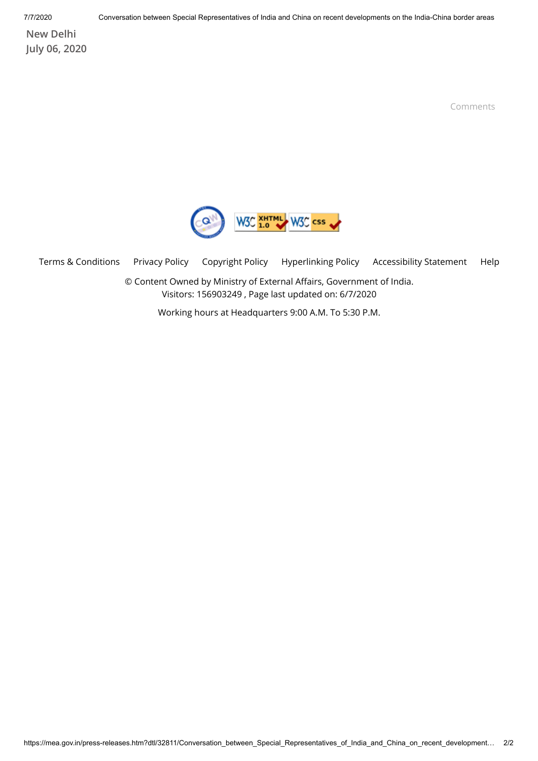New Delhi
July 06, 2020

Comments

Terms & Conditions   Privacy Policy   Copyright Policy   Hyperlinking Policy   Accessibility Statement   Help

© Content Owned by Ministry of External Affairs, Government of India.
Visitors: 156903249 , Page last updated on: 6/7/2020

Working hours at Headquarters 9:00 A.M. To 5:30 P.M.